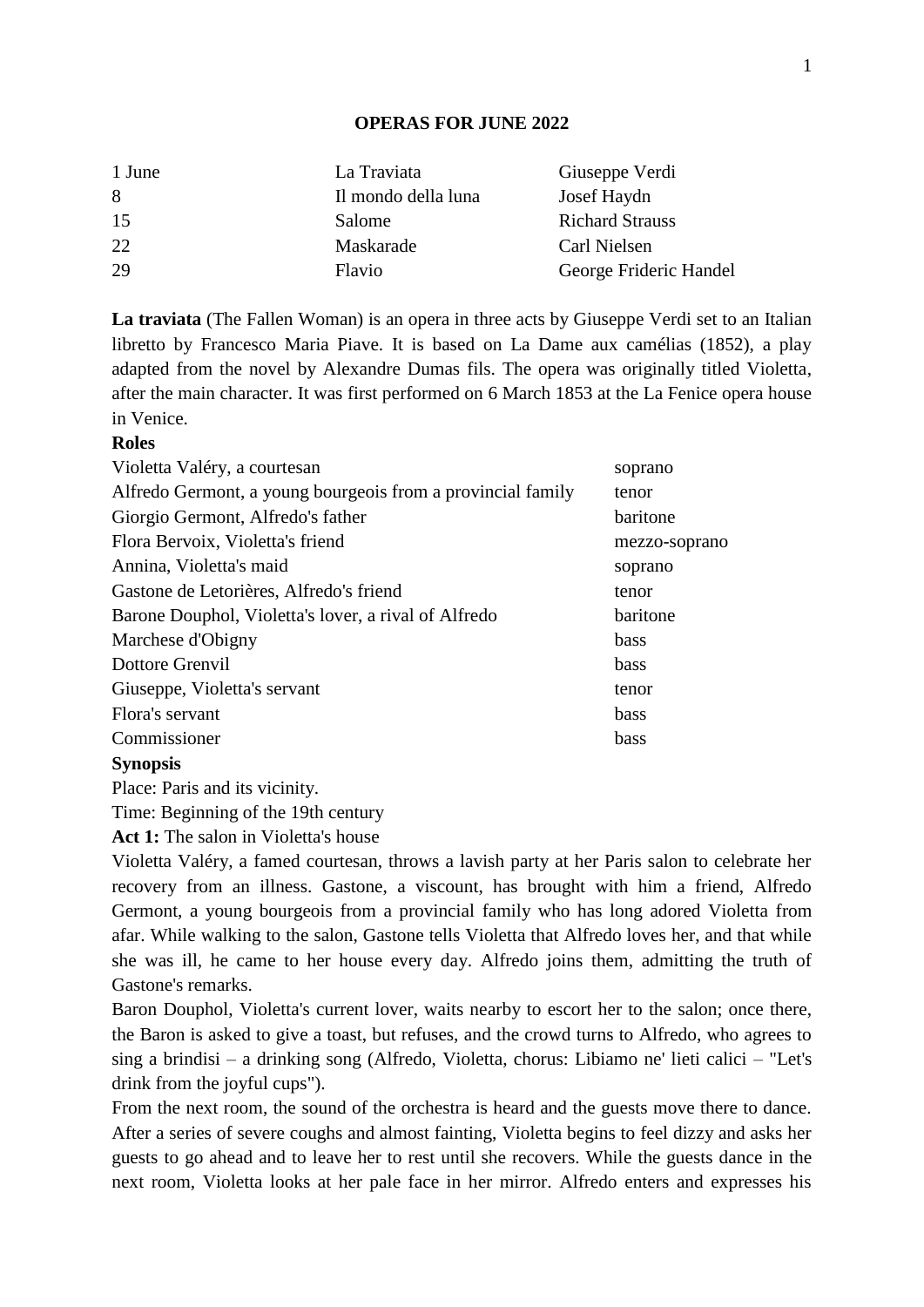# OPERAS FOR JUNE 2022

| | | |
|---|---|---|
| 1 June | La Traviata | Giuseppe Verdi |
| 8 | Il mondo della luna | Josef Haydn |
| 15 | Salome | Richard Strauss |
| 22 | Maskarade | Carl Nielsen |
| 29 | Flavio | George Frideric Handel |

**La traviata** (The Fallen Woman) is an opera in three acts by Giuseppe Verdi set to an Italian libretto by Francesco Maria Piave. It is based on La Dame aux camélias (1852), a play adapted from the novel by Alexandre Dumas fils. The opera was originally titled Violetta, after the main character. It was first performed on 6 March 1853 at the La Fenice opera house in Venice.

**Roles**

| | |
|---|---|
| Violetta Valéry, a courtesan | soprano |
| Alfredo Germont, a young bourgeois from a provincial family | tenor |
| Giorgio Germont, Alfredo's father | baritone |
| Flora Bervoix, Violetta's friend | mezzo-soprano |
| Annina, Violetta's maid | soprano |
| Gastone de Letorières, Alfredo's friend | tenor |
| Barone Douphol, Violetta's lover, a rival of Alfredo | baritone |
| Marchese d'Obigny | bass |
| Dottore Grenvil | bass |
| Giuseppe, Violetta's servant | tenor |
| Flora's servant | bass |
| Commissioner | bass |

**Synopsis**

Place: Paris and its vicinity.

Time: Beginning of the 19th century

**Act 1:** The salon in Violetta's house

Violetta Valéry, a famed courtesan, throws a lavish party at her Paris salon to celebrate her recovery from an illness. Gastone, a viscount, has brought with him a friend, Alfredo Germont, a young bourgeois from a provincial family who has long adored Violetta from afar. While walking to the salon, Gastone tells Violetta that Alfredo loves her, and that while she was ill, he came to her house every day. Alfredo joins them, admitting the truth of Gastone's remarks.

Baron Douphol, Violetta's current lover, waits nearby to escort her to the salon; once there, the Baron is asked to give a toast, but refuses, and the crowd turns to Alfredo, who agrees to sing a brindisi – a drinking song (Alfredo, Violetta, chorus: Libiamo ne' lieti calici – "Let's drink from the joyful cups").

From the next room, the sound of the orchestra is heard and the guests move there to dance. After a series of severe coughs and almost fainting, Violetta begins to feel dizzy and asks her guests to go ahead and to leave her to rest until she recovers. While the guests dance in the next room, Violetta looks at her pale face in her mirror. Alfredo enters and expresses his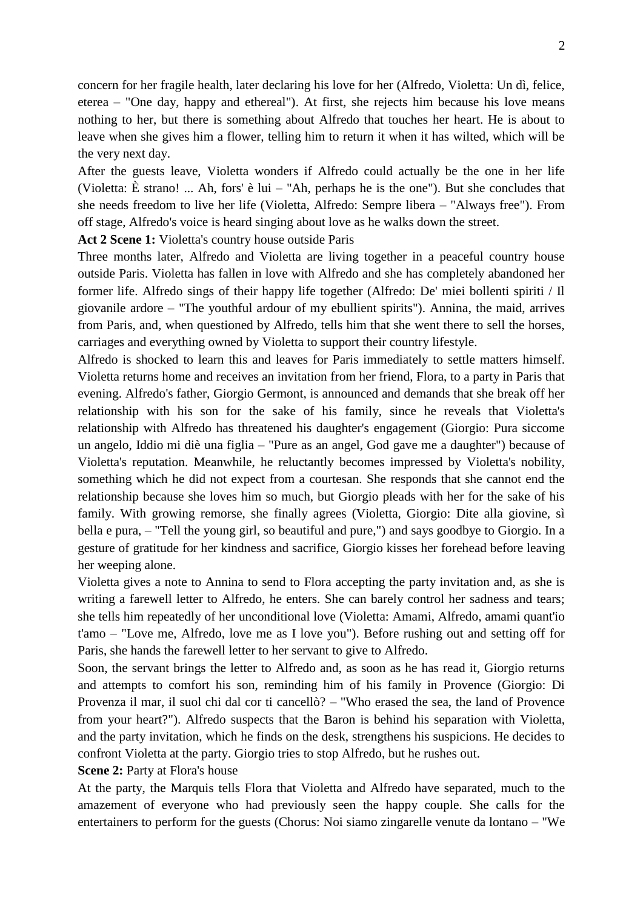concern for her fragile health, later declaring his love for her (Alfredo, Violetta: Un dì, felice, eterea – "One day, happy and ethereal"). At first, she rejects him because his love means nothing to her, but there is something about Alfredo that touches her heart. He is about to leave when she gives him a flower, telling him to return it when it has wilted, which will be the very next day.

After the guests leave, Violetta wonders if Alfredo could actually be the one in her life (Violetta: È strano! ... Ah, fors' è lui – "Ah, perhaps he is the one"). But she concludes that she needs freedom to live her life (Violetta, Alfredo: Sempre libera – "Always free"). From off stage, Alfredo's voice is heard singing about love as he walks down the street.

**Act 2 Scene 1:** Violetta's country house outside Paris

Three months later, Alfredo and Violetta are living together in a peaceful country house outside Paris. Violetta has fallen in love with Alfredo and she has completely abandoned her former life. Alfredo sings of their happy life together (Alfredo: De' miei bollenti spiriti / Il giovanile ardore – "The youthful ardour of my ebullient spirits"). Annina, the maid, arrives from Paris, and, when questioned by Alfredo, tells him that she went there to sell the horses, carriages and everything owned by Violetta to support their country lifestyle.

Alfredo is shocked to learn this and leaves for Paris immediately to settle matters himself. Violetta returns home and receives an invitation from her friend, Flora, to a party in Paris that evening. Alfredo's father, Giorgio Germont, is announced and demands that she break off her relationship with his son for the sake of his family, since he reveals that Violetta's relationship with Alfredo has threatened his daughter's engagement (Giorgio: Pura siccome un angelo, Iddio mi diè una figlia – "Pure as an angel, God gave me a daughter") because of Violetta's reputation. Meanwhile, he reluctantly becomes impressed by Violetta's nobility, something which he did not expect from a courtesan. She responds that she cannot end the relationship because she loves him so much, but Giorgio pleads with her for the sake of his family. With growing remorse, she finally agrees (Violetta, Giorgio: Dite alla giovine, sì bella e pura, – "Tell the young girl, so beautiful and pure,") and says goodbye to Giorgio. In a gesture of gratitude for her kindness and sacrifice, Giorgio kisses her forehead before leaving her weeping alone.

Violetta gives a note to Annina to send to Flora accepting the party invitation and, as she is writing a farewell letter to Alfredo, he enters. She can barely control her sadness and tears; she tells him repeatedly of her unconditional love (Violetta: Amami, Alfredo, amami quant'io t'amo – "Love me, Alfredo, love me as I love you"). Before rushing out and setting off for Paris, she hands the farewell letter to her servant to give to Alfredo.

Soon, the servant brings the letter to Alfredo and, as soon as he has read it, Giorgio returns and attempts to comfort his son, reminding him of his family in Provence (Giorgio: Di Provenza il mar, il suol chi dal cor ti cancellò? – "Who erased the sea, the land of Provence from your heart?"). Alfredo suspects that the Baron is behind his separation with Violetta, and the party invitation, which he finds on the desk, strengthens his suspicions. He decides to confront Violetta at the party. Giorgio tries to stop Alfredo, but he rushes out.

**Scene 2:** Party at Flora's house

At the party, the Marquis tells Flora that Violetta and Alfredo have separated, much to the amazement of everyone who had previously seen the happy couple. She calls for the entertainers to perform for the guests (Chorus: Noi siamo zingarelle venute da lontano – "We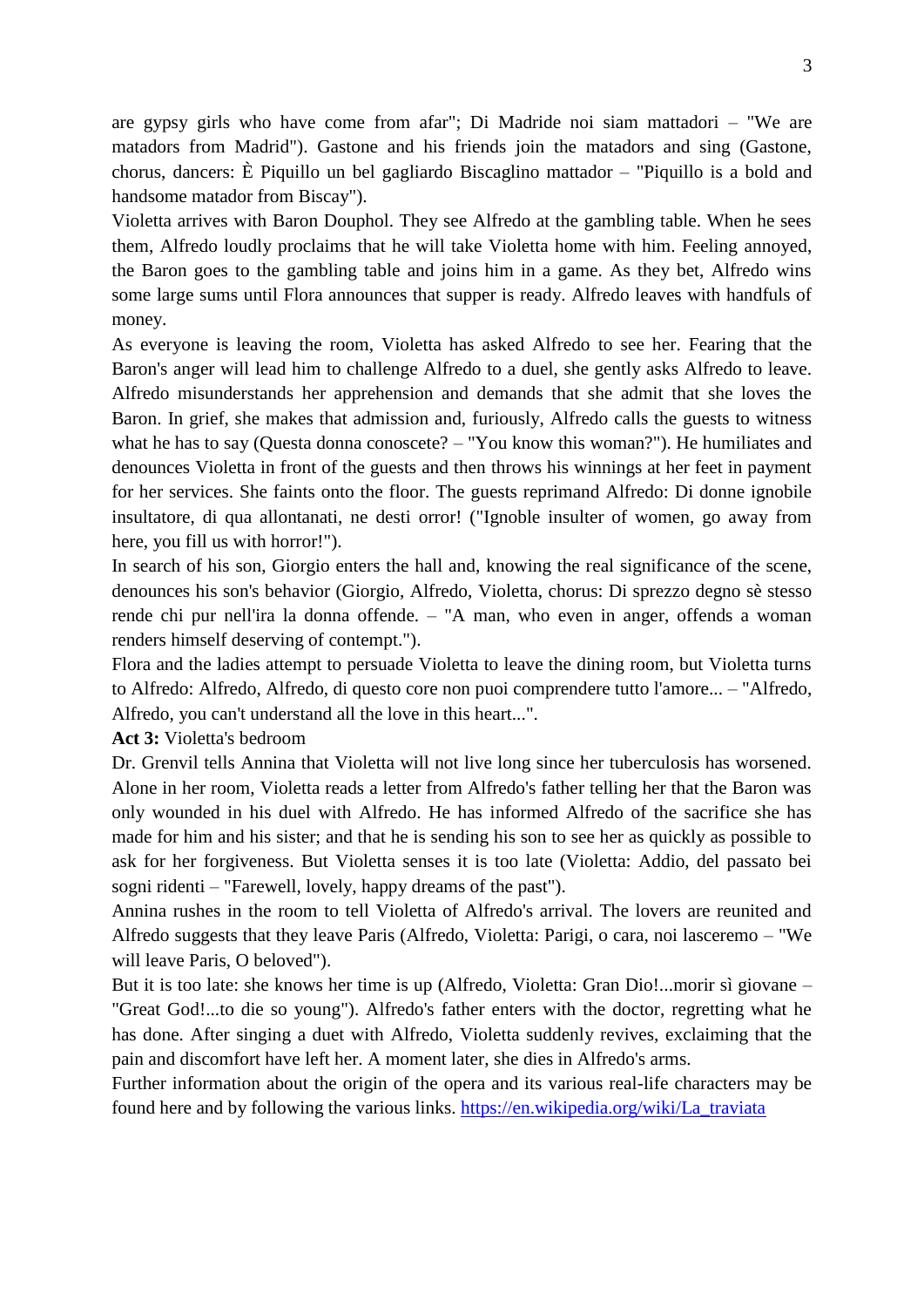are gypsy girls who have come from afar"; Di Madride noi siam mattadori – "We are matadors from Madrid"). Gastone and his friends join the matadors and sing (Gastone, chorus, dancers: È Piquillo un bel gagliardo Biscaglino mattador – "Piquillo is a bold and handsome matador from Biscay").

Violetta arrives with Baron Douphol. They see Alfredo at the gambling table. When he sees them, Alfredo loudly proclaims that he will take Violetta home with him. Feeling annoyed, the Baron goes to the gambling table and joins him in a game. As they bet, Alfredo wins some large sums until Flora announces that supper is ready. Alfredo leaves with handfuls of money.

As everyone is leaving the room, Violetta has asked Alfredo to see her. Fearing that the Baron's anger will lead him to challenge Alfredo to a duel, she gently asks Alfredo to leave. Alfredo misunderstands her apprehension and demands that she admit that she loves the Baron. In grief, she makes that admission and, furiously, Alfredo calls the guests to witness what he has to say (Questa donna conoscete? – "You know this woman?"). He humiliates and denounces Violetta in front of the guests and then throws his winnings at her feet in payment for her services. She faints onto the floor. The guests reprimand Alfredo: Di donne ignobile insultatore, di qua allontanati, ne desti orror! ("Ignoble insulter of women, go away from here, you fill us with horror!").

In search of his son, Giorgio enters the hall and, knowing the real significance of the scene, denounces his son's behavior (Giorgio, Alfredo, Violetta, chorus: Di sprezzo degno sè stesso rende chi pur nell'ira la donna offende. – "A man, who even in anger, offends a woman renders himself deserving of contempt.").

Flora and the ladies attempt to persuade Violetta to leave the dining room, but Violetta turns to Alfredo: Alfredo, Alfredo, di questo core non puoi comprendere tutto l'amore... – "Alfredo, Alfredo, you can't understand all the love in this heart...".

**Act 3:** Violetta's bedroom

Dr. Grenvil tells Annina that Violetta will not live long since her tuberculosis has worsened. Alone in her room, Violetta reads a letter from Alfredo's father telling her that the Baron was only wounded in his duel with Alfredo. He has informed Alfredo of the sacrifice she has made for him and his sister; and that he is sending his son to see her as quickly as possible to ask for her forgiveness. But Violetta senses it is too late (Violetta: Addio, del passato bei sogni ridenti – "Farewell, lovely, happy dreams of the past").

Annina rushes in the room to tell Violetta of Alfredo's arrival. The lovers are reunited and Alfredo suggests that they leave Paris (Alfredo, Violetta: Parigi, o cara, noi lasceremo – "We will leave Paris, O beloved").

But it is too late: she knows her time is up (Alfredo, Violetta: Gran Dio!...morir sì giovane – "Great God!...to die so young"). Alfredo's father enters with the doctor, regretting what he has done. After singing a duet with Alfredo, Violetta suddenly revives, exclaiming that the pain and discomfort have left her. A moment later, she dies in Alfredo's arms.

Further information about the origin of the opera and its various real-life characters may be found here and by following the various links. https://en.wikipedia.org/wiki/La_traviata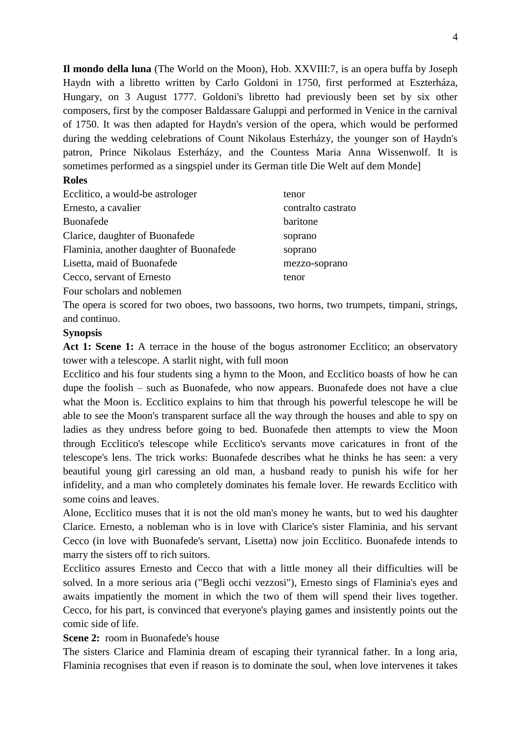**Il mondo della luna** (The World on the Moon), Hob. XXVIII:7, is an opera buffa by Joseph Haydn with a libretto written by Carlo Goldoni in 1750, first performed at Eszterháza, Hungary, on 3 August 1777. Goldoni's libretto had previously been set by six other composers, first by the composer Baldassare Galuppi and performed in Venice in the carnival of 1750. It was then adapted for Haydn's version of the opera, which would be performed during the wedding celebrations of Count Nikolaus Esterházy, the younger son of Haydn's patron, Prince Nikolaus Esterházy, and the Countess Maria Anna Wissenwolf. It is sometimes performed as a singspiel under its German title Die Welt auf dem Monde]

**Roles**

| | |
|---|---|
| Ecclitico, a would-be astrologer | tenor |
| Ernesto, a cavalier | contralto castrato |
| Buonafede | baritone |
| Clarice, daughter of Buonafede | soprano |
| Flaminia, another daughter of Buonafede | soprano |
| Lisetta, maid of Buonafede | mezzo-soprano |
| Cecco, servant of Ernesto | tenor |

Four scholars and noblemen

The opera is scored for two oboes, two bassoons, two horns, two trumpets, timpani, strings, and continuo.

**Synopsis**

**Act 1: Scene 1:** A terrace in the house of the bogus astronomer Ecclitico; an observatory tower with a telescope. A starlit night, with full moon

Ecclitico and his four students sing a hymn to the Moon, and Ecclitico boasts of how he can dupe the foolish – such as Buonafede, who now appears. Buonafede does not have a clue what the Moon is. Ecclitico explains to him that through his powerful telescope he will be able to see the Moon's transparent surface all the way through the houses and able to spy on ladies as they undress before going to bed. Buonafede then attempts to view the Moon through Ecclitico's telescope while Ecclitico's servants move caricatures in front of the telescope's lens. The trick works: Buonafede describes what he thinks he has seen: a very beautiful young girl caressing an old man, a husband ready to punish his wife for her infidelity, and a man who completely dominates his female lover. He rewards Ecclitico with some coins and leaves.

Alone, Ecclitico muses that it is not the old man's money he wants, but to wed his daughter Clarice. Ernesto, a nobleman who is in love with Clarice's sister Flaminia, and his servant Cecco (in love with Buonafede's servant, Lisetta) now join Ecclitico. Buonafede intends to marry the sisters off to rich suitors.

Ecclitico assures Ernesto and Cecco that with a little money all their difficulties will be solved. In a more serious aria ("Begli occhi vezzosi"), Ernesto sings of Flaminia's eyes and awaits impatiently the moment in which the two of them will spend their lives together. Cecco, for his part, is convinced that everyone's playing games and insistently points out the comic side of life.

**Scene 2:** room in Buonafede's house

The sisters Clarice and Flaminia dream of escaping their tyrannical father. In a long aria, Flaminia recognises that even if reason is to dominate the soul, when love intervenes it takes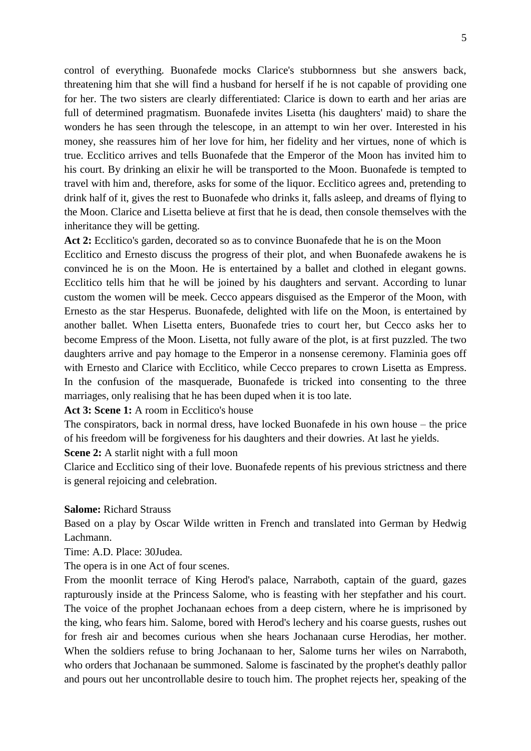control of everything. Buonafede mocks Clarice's stubbornness but she answers back, threatening him that she will find a husband for herself if he is not capable of providing one for her. The two sisters are clearly differentiated: Clarice is down to earth and her arias are full of determined pragmatism. Buonafede invites Lisetta (his daughters' maid) to share the wonders he has seen through the telescope, in an attempt to win her over. Interested in his money, she reassures him of her love for him, her fidelity and her virtues, none of which is true. Ecclitico arrives and tells Buonafede that the Emperor of the Moon has invited him to his court. By drinking an elixir he will be transported to the Moon. Buonafede is tempted to travel with him and, therefore, asks for some of the liquor. Ecclitico agrees and, pretending to drink half of it, gives the rest to Buonafede who drinks it, falls asleep, and dreams of flying to the Moon. Clarice and Lisetta believe at first that he is dead, then console themselves with the inheritance they will be getting.

**Act 2:** Ecclitico's garden, decorated so as to convince Buonafede that he is on the Moon

Ecclitico and Ernesto discuss the progress of their plot, and when Buonafede awakens he is convinced he is on the Moon. He is entertained by a ballet and clothed in elegant gowns. Ecclitico tells him that he will be joined by his daughters and servant. According to lunar custom the women will be meek. Cecco appears disguised as the Emperor of the Moon, with Ernesto as the star Hesperus. Buonafede, delighted with life on the Moon, is entertained by another ballet. When Lisetta enters, Buonafede tries to court her, but Cecco asks her to become Empress of the Moon. Lisetta, not fully aware of the plot, is at first puzzled. The two daughters arrive and pay homage to the Emperor in a nonsense ceremony. Flaminia goes off with Ernesto and Clarice with Ecclitico, while Cecco prepares to crown Lisetta as Empress. In the confusion of the masquerade, Buonafede is tricked into consenting to the three marriages, only realising that he has been duped when it is too late.

**Act 3: Scene 1:** A room in Ecclitico's house

The conspirators, back in normal dress, have locked Buonafede in his own house – the price of his freedom will be forgiveness for his daughters and their dowries. At last he yields.

**Scene 2:** A starlit night with a full moon

Clarice and Ecclitico sing of their love. Buonafede repents of his previous strictness and there is general rejoicing and celebration.

**Salome:** Richard Strauss

Based on a play by Oscar Wilde written in French and translated into German by Hedwig Lachmann.

Time: A.D. Place: 30Judea.

The opera is in one Act of four scenes.

From the moonlit terrace of King Herod's palace, Narraboth, captain of the guard, gazes rapturously inside at the Princess Salome, who is feasting with her stepfather and his court. The voice of the prophet Jochanaan echoes from a deep cistern, where he is imprisoned by the king, who fears him. Salome, bored with Herod's lechery and his coarse guests, rushes out for fresh air and becomes curious when she hears Jochanaan curse Herodias, her mother. When the soldiers refuse to bring Jochanaan to her, Salome turns her wiles on Narraboth, who orders that Jochanaan be summoned. Salome is fascinated by the prophet's deathly pallor and pours out her uncontrollable desire to touch him. The prophet rejects her, speaking of the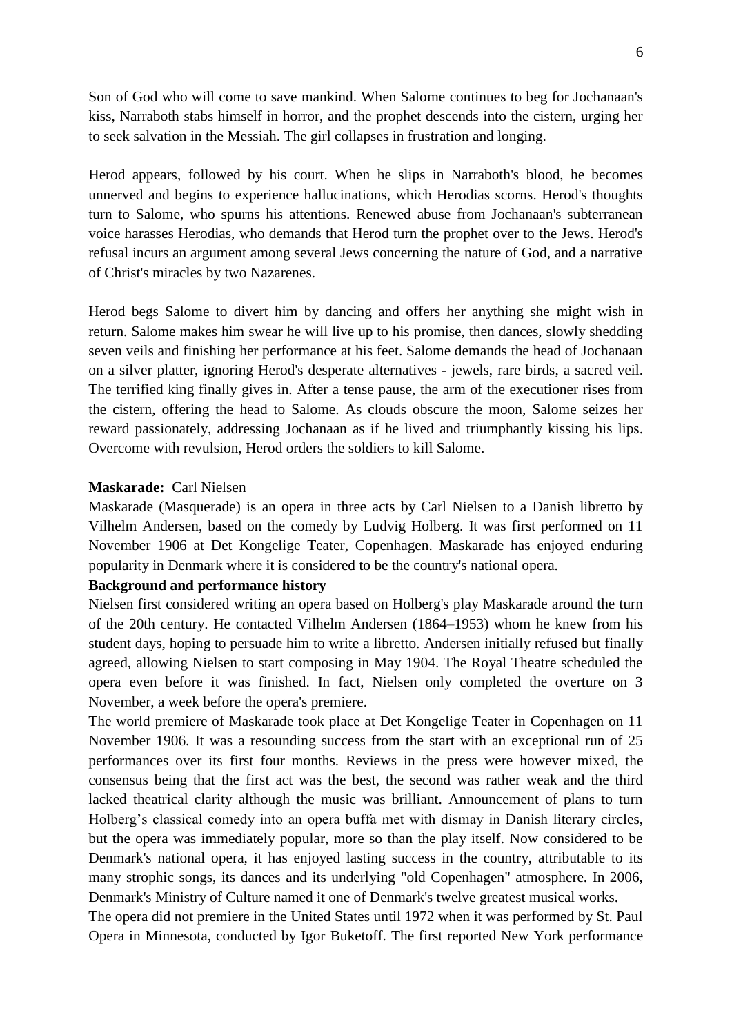Son of God who will come to save mankind. When Salome continues to beg for Jochanaan's kiss, Narraboth stabs himself in horror, and the prophet descends into the cistern, urging her to seek salvation in the Messiah. The girl collapses in frustration and longing.

Herod appears, followed by his court. When he slips in Narraboth's blood, he becomes unnerved and begins to experience hallucinations, which Herodias scorns. Herod's thoughts turn to Salome, who spurns his attentions. Renewed abuse from Jochanaan's subterranean voice harasses Herodias, who demands that Herod turn the prophet over to the Jews. Herod's refusal incurs an argument among several Jews concerning the nature of God, and a narrative of Christ's miracles by two Nazarenes.

Herod begs Salome to divert him by dancing and offers her anything she might wish in return. Salome makes him swear he will live up to his promise, then dances, slowly shedding seven veils and finishing her performance at his feet. Salome demands the head of Jochanaan on a silver platter, ignoring Herod's desperate alternatives - jewels, rare birds, a sacred veil. The terrified king finally gives in. After a tense pause, the arm of the executioner rises from the cistern, offering the head to Salome. As clouds obscure the moon, Salome seizes her reward passionately, addressing Jochanaan as if he lived and triumphantly kissing his lips. Overcome with revulsion, Herod orders the soldiers to kill Salome.

**Maskarade:** Carl Nielsen

Maskarade (Masquerade) is an opera in three acts by Carl Nielsen to a Danish libretto by Vilhelm Andersen, based on the comedy by Ludvig Holberg. It was first performed on 11 November 1906 at Det Kongelige Teater, Copenhagen. Maskarade has enjoyed enduring popularity in Denmark where it is considered to be the country's national opera.

**Background and performance history**

Nielsen first considered writing an opera based on Holberg's play Maskarade around the turn of the 20th century. He contacted Vilhelm Andersen (1864–1953) whom he knew from his student days, hoping to persuade him to write a libretto. Andersen initially refused but finally agreed, allowing Nielsen to start composing in May 1904. The Royal Theatre scheduled the opera even before it was finished. In fact, Nielsen only completed the overture on 3 November, a week before the opera's premiere.

The world premiere of Maskarade took place at Det Kongelige Teater in Copenhagen on 11 November 1906. It was a resounding success from the start with an exceptional run of 25 performances over its first four months. Reviews in the press were however mixed, the consensus being that the first act was the best, the second was rather weak and the third lacked theatrical clarity although the music was brilliant. Announcement of plans to turn Holberg's classical comedy into an opera buffa met with dismay in Danish literary circles, but the opera was immediately popular, more so than the play itself. Now considered to be Denmark's national opera, it has enjoyed lasting success in the country, attributable to its many strophic songs, its dances and its underlying "old Copenhagen" atmosphere. In 2006, Denmark's Ministry of Culture named it one of Denmark's twelve greatest musical works.

The opera did not premiere in the United States until 1972 when it was performed by St. Paul Opera in Minnesota, conducted by Igor Buketoff. The first reported New York performance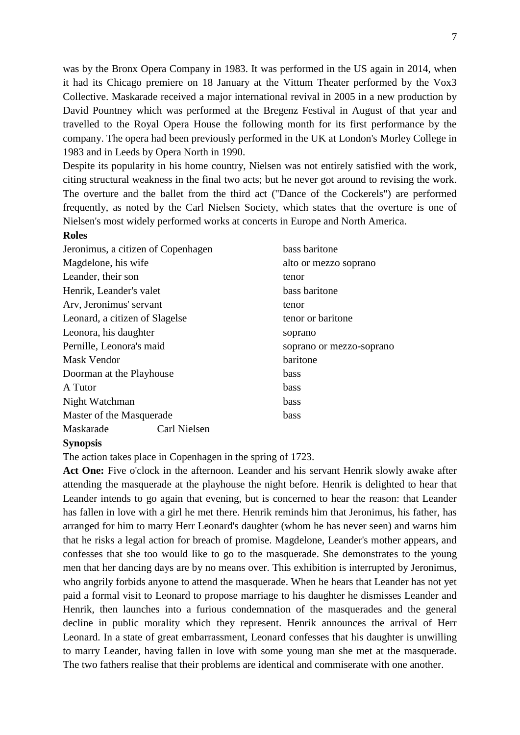was by the Bronx Opera Company in 1983. It was performed in the US again in 2014, when it had its Chicago premiere on 18 January at the Vittum Theater performed by the Vox3 Collective. Maskarade received a major international revival in 2005 in a new production by David Pountney which was performed at the Bregenz Festival in August of that year and travelled to the Royal Opera House the following month for its first performance by the company. The opera had been previously performed in the UK at London's Morley College in 1983 and in Leeds by Opera North in 1990.

Despite its popularity in his home country, Nielsen was not entirely satisfied with the work, citing structural weakness in the final two acts; but he never got around to revising the work. The overture and the ballet from the third act ("Dance of the Cockerels") are performed frequently, as noted by the Carl Nielsen Society, which states that the overture is one of Nielsen's most widely performed works at concerts in Europe and North America.

**Roles**

| | |
|---|---|
| Jeronimus, a citizen of Copenhagen | bass baritone |
| Magdelone, his wife | alto or mezzo soprano |
| Leander, their son | tenor |
| Henrik, Leander's valet | bass baritone |
| Arv, Jeronimus' servant | tenor |
| Leonard, a citizen of Slagelse | tenor or baritone |
| Leonora, his daughter | soprano |
| Pernille, Leonora's maid | soprano or mezzo-soprano |
| Mask Vendor | baritone |
| Doorman at the Playhouse | bass |
| A Tutor | bass |
| Night Watchman | bass |
| Master of the Masquerade | bass |

Maskarade Carl Nielsen

**Synopsis**

The action takes place in Copenhagen in the spring of 1723.

**Act One:** Five o'clock in the afternoon. Leander and his servant Henrik slowly awake after attending the masquerade at the playhouse the night before. Henrik is delighted to hear that Leander intends to go again that evening, but is concerned to hear the reason: that Leander has fallen in love with a girl he met there. Henrik reminds him that Jeronimus, his father, has arranged for him to marry Herr Leonard's daughter (whom he has never seen) and warns him that he risks a legal action for breach of promise. Magdelone, Leander's mother appears, and confesses that she too would like to go to the masquerade. She demonstrates to the young men that her dancing days are by no means over. This exhibition is interrupted by Jeronimus, who angrily forbids anyone to attend the masquerade. When he hears that Leander has not yet paid a formal visit to Leonard to propose marriage to his daughter he dismisses Leander and Henrik, then launches into a furious condemnation of the masquerades and the general decline in public morality which they represent. Henrik announces the arrival of Herr Leonard. In a state of great embarrassment, Leonard confesses that his daughter is unwilling to marry Leander, having fallen in love with some young man she met at the masquerade. The two fathers realise that their problems are identical and commiserate with one another.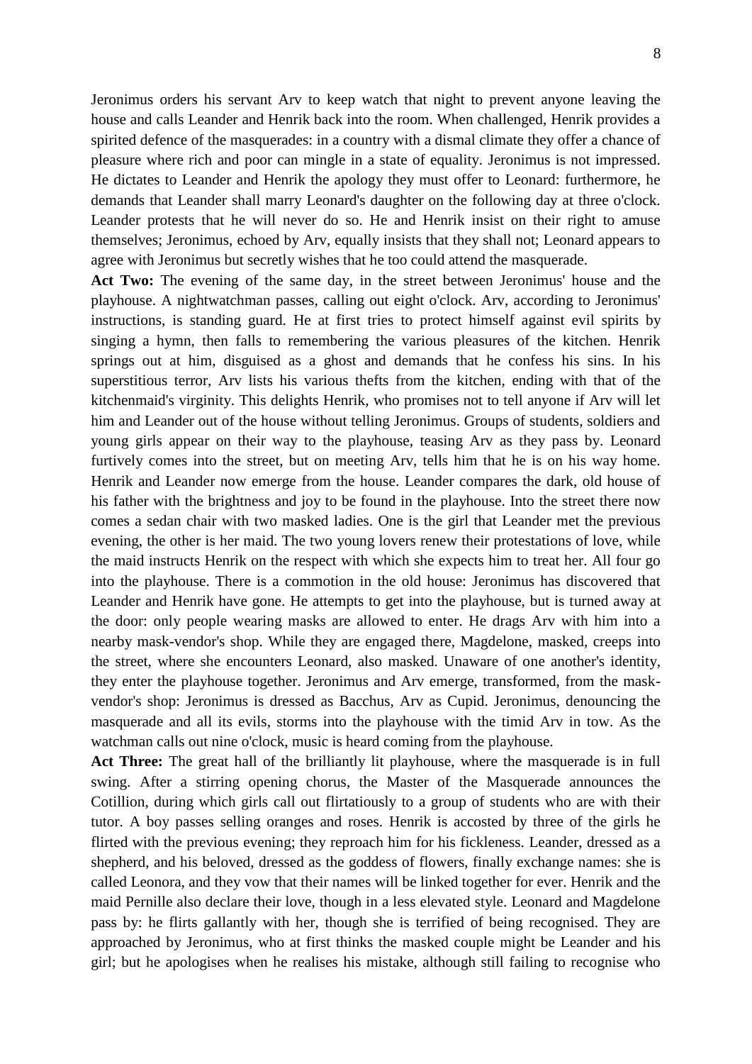Jeronimus orders his servant Arv to keep watch that night to prevent anyone leaving the house and calls Leander and Henrik back into the room. When challenged, Henrik provides a spirited defence of the masquerades: in a country with a dismal climate they offer a chance of pleasure where rich and poor can mingle in a state of equality. Jeronimus is not impressed. He dictates to Leander and Henrik the apology they must offer to Leonard: furthermore, he demands that Leander shall marry Leonard's daughter on the following day at three o'clock. Leander protests that he will never do so. He and Henrik insist on their right to amuse themselves; Jeronimus, echoed by Arv, equally insists that they shall not; Leonard appears to agree with Jeronimus but secretly wishes that he too could attend the masquerade.

**Act Two:** The evening of the same day, in the street between Jeronimus' house and the playhouse. A nightwatchman passes, calling out eight o'clock. Arv, according to Jeronimus' instructions, is standing guard. He at first tries to protect himself against evil spirits by singing a hymn, then falls to remembering the various pleasures of the kitchen. Henrik springs out at him, disguised as a ghost and demands that he confess his sins. In his superstitious terror, Arv lists his various thefts from the kitchen, ending with that of the kitchenmaid's virginity. This delights Henrik, who promises not to tell anyone if Arv will let him and Leander out of the house without telling Jeronimus. Groups of students, soldiers and young girls appear on their way to the playhouse, teasing Arv as they pass by. Leonard furtively comes into the street, but on meeting Arv, tells him that he is on his way home. Henrik and Leander now emerge from the house. Leander compares the dark, old house of his father with the brightness and joy to be found in the playhouse. Into the street there now comes a sedan chair with two masked ladies. One is the girl that Leander met the previous evening, the other is her maid. The two young lovers renew their protestations of love, while the maid instructs Henrik on the respect with which she expects him to treat her. All four go into the playhouse. There is a commotion in the old house: Jeronimus has discovered that Leander and Henrik have gone. He attempts to get into the playhouse, but is turned away at the door: only people wearing masks are allowed to enter. He drags Arv with him into a nearby mask-vendor's shop. While they are engaged there, Magdelone, masked, creeps into the street, where she encounters Leonard, also masked. Unaware of one another's identity, they enter the playhouse together. Jeronimus and Arv emerge, transformed, from the mask-vendor's shop: Jeronimus is dressed as Bacchus, Arv as Cupid. Jeronimus, denouncing the masquerade and all its evils, storms into the playhouse with the timid Arv in tow. As the watchman calls out nine o'clock, music is heard coming from the playhouse.

**Act Three:** The great hall of the brilliantly lit playhouse, where the masquerade is in full swing. After a stirring opening chorus, the Master of the Masquerade announces the Cotillion, during which girls call out flirtatiously to a group of students who are with their tutor. A boy passes selling oranges and roses. Henrik is accosted by three of the girls he flirted with the previous evening; they reproach him for his fickleness. Leander, dressed as a shepherd, and his beloved, dressed as the goddess of flowers, finally exchange names: she is called Leonora, and they vow that their names will be linked together for ever. Henrik and the maid Pernille also declare their love, though in a less elevated style. Leonard and Magdelone pass by: he flirts gallantly with her, though she is terrified of being recognised. They are approached by Jeronimus, who at first thinks the masked couple might be Leander and his girl; but he apologises when he realises his mistake, although still failing to recognise who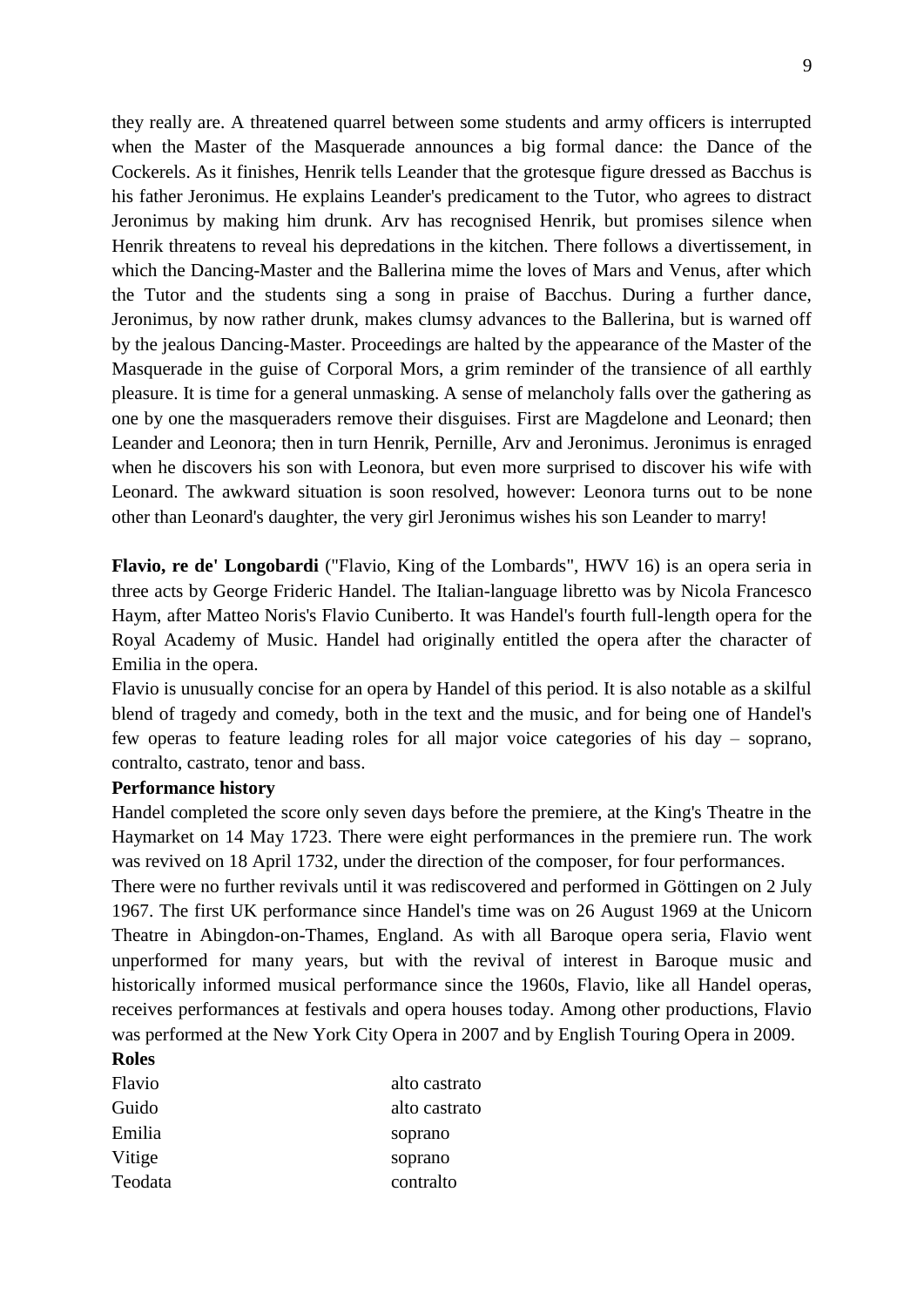they really are. A threatened quarrel between some students and army officers is interrupted when the Master of the Masquerade announces a big formal dance: the Dance of the Cockerels. As it finishes, Henrik tells Leander that the grotesque figure dressed as Bacchus is his father Jeronimus. He explains Leander's predicament to the Tutor, who agrees to distract Jeronimus by making him drunk. Arv has recognised Henrik, but promises silence when Henrik threatens to reveal his depredations in the kitchen. There follows a divertissement, in which the Dancing-Master and the Ballerina mime the loves of Mars and Venus, after which the Tutor and the students sing a song in praise of Bacchus. During a further dance, Jeronimus, by now rather drunk, makes clumsy advances to the Ballerina, but is warned off by the jealous Dancing-Master. Proceedings are halted by the appearance of the Master of the Masquerade in the guise of Corporal Mors, a grim reminder of the transience of all earthly pleasure. It is time for a general unmasking. A sense of melancholy falls over the gathering as one by one the masqueraders remove their disguises. First are Magdelone and Leonard; then Leander and Leonora; then in turn Henrik, Pernille, Arv and Jeronimus. Jeronimus is enraged when he discovers his son with Leonora, but even more surprised to discover his wife with Leonard. The awkward situation is soon resolved, however: Leonora turns out to be none other than Leonard's daughter, the very girl Jeronimus wishes his son Leander to marry!

**Flavio, re de' Longobardi** ("Flavio, King of the Lombards", HWV 16) is an opera seria in three acts by George Frideric Handel. The Italian-language libretto was by Nicola Francesco Haym, after Matteo Noris's Flavio Cuniberto. It was Handel's fourth full-length opera for the Royal Academy of Music. Handel had originally entitled the opera after the character of Emilia in the opera.

Flavio is unusually concise for an opera by Handel of this period. It is also notable as a skilful blend of tragedy and comedy, both in the text and the music, and for being one of Handel's few operas to feature leading roles for all major voice categories of his day – soprano, contralto, castrato, tenor and bass.

**Performance history**

Handel completed the score only seven days before the premiere, at the King's Theatre in the Haymarket on 14 May 1723. There were eight performances in the premiere run. The work was revived on 18 April 1732, under the direction of the composer, for four performances.

There were no further revivals until it was rediscovered and performed in Göttingen on 2 July 1967. The first UK performance since Handel's time was on 26 August 1969 at the Unicorn Theatre in Abingdon-on-Thames, England. As with all Baroque opera seria, Flavio went unperformed for many years, but with the revival of interest in Baroque music and historically informed musical performance since the 1960s, Flavio, like all Handel operas, receives performances at festivals and opera houses today. Among other productions, Flavio was performed at the New York City Opera in 2007 and by English Touring Opera in 2009.

**Roles**

| | |
|---|---|
| Flavio | alto castrato |
| Guido | alto castrato |
| Emilia | soprano |
| Vitige | soprano |
| Teodata | contralto |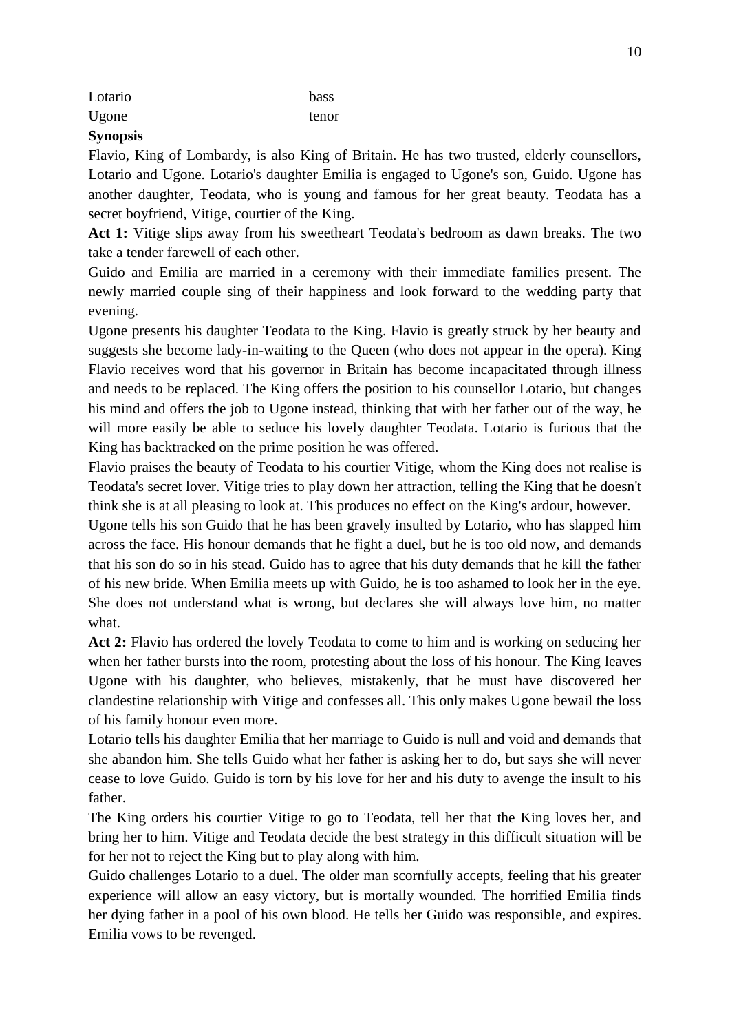| | |
|---|---|
| Lotario | bass |
| Ugone | tenor |

**Synopsis**

Flavio, King of Lombardy, is also King of Britain. He has two trusted, elderly counsellors, Lotario and Ugone. Lotario's daughter Emilia is engaged to Ugone's son, Guido. Ugone has another daughter, Teodata, who is young and famous for her great beauty. Teodata has a secret boyfriend, Vitige, courtier of the King.

**Act 1:** Vitige slips away from his sweetheart Teodata's bedroom as dawn breaks. The two take a tender farewell of each other.

Guido and Emilia are married in a ceremony with their immediate families present. The newly married couple sing of their happiness and look forward to the wedding party that evening.

Ugone presents his daughter Teodata to the King. Flavio is greatly struck by her beauty and suggests she become lady-in-waiting to the Queen (who does not appear in the opera). King Flavio receives word that his governor in Britain has become incapacitated through illness and needs to be replaced. The King offers the position to his counsellor Lotario, but changes his mind and offers the job to Ugone instead, thinking that with her father out of the way, he will more easily be able to seduce his lovely daughter Teodata. Lotario is furious that the King has backtracked on the prime position he was offered.

Flavio praises the beauty of Teodata to his courtier Vitige, whom the King does not realise is Teodata's secret lover. Vitige tries to play down her attraction, telling the King that he doesn't think she is at all pleasing to look at. This produces no effect on the King's ardour, however.

Ugone tells his son Guido that he has been gravely insulted by Lotario, who has slapped him across the face. His honour demands that he fight a duel, but he is too old now, and demands that his son do so in his stead. Guido has to agree that his duty demands that he kill the father of his new bride. When Emilia meets up with Guido, he is too ashamed to look her in the eye. She does not understand what is wrong, but declares she will always love him, no matter what.

**Act 2:** Flavio has ordered the lovely Teodata to come to him and is working on seducing her when her father bursts into the room, protesting about the loss of his honour. The King leaves Ugone with his daughter, who believes, mistakenly, that he must have discovered her clandestine relationship with Vitige and confesses all. This only makes Ugone bewail the loss of his family honour even more.

Lotario tells his daughter Emilia that her marriage to Guido is null and void and demands that she abandon him. She tells Guido what her father is asking her to do, but says she will never cease to love Guido. Guido is torn by his love for her and his duty to avenge the insult to his father.

The King orders his courtier Vitige to go to Teodata, tell her that the King loves her, and bring her to him. Vitige and Teodata decide the best strategy in this difficult situation will be for her not to reject the King but to play along with him.

Guido challenges Lotario to a duel. The older man scornfully accepts, feeling that his greater experience will allow an easy victory, but is mortally wounded. The horrified Emilia finds her dying father in a pool of his own blood. He tells her Guido was responsible, and expires. Emilia vows to be revenged.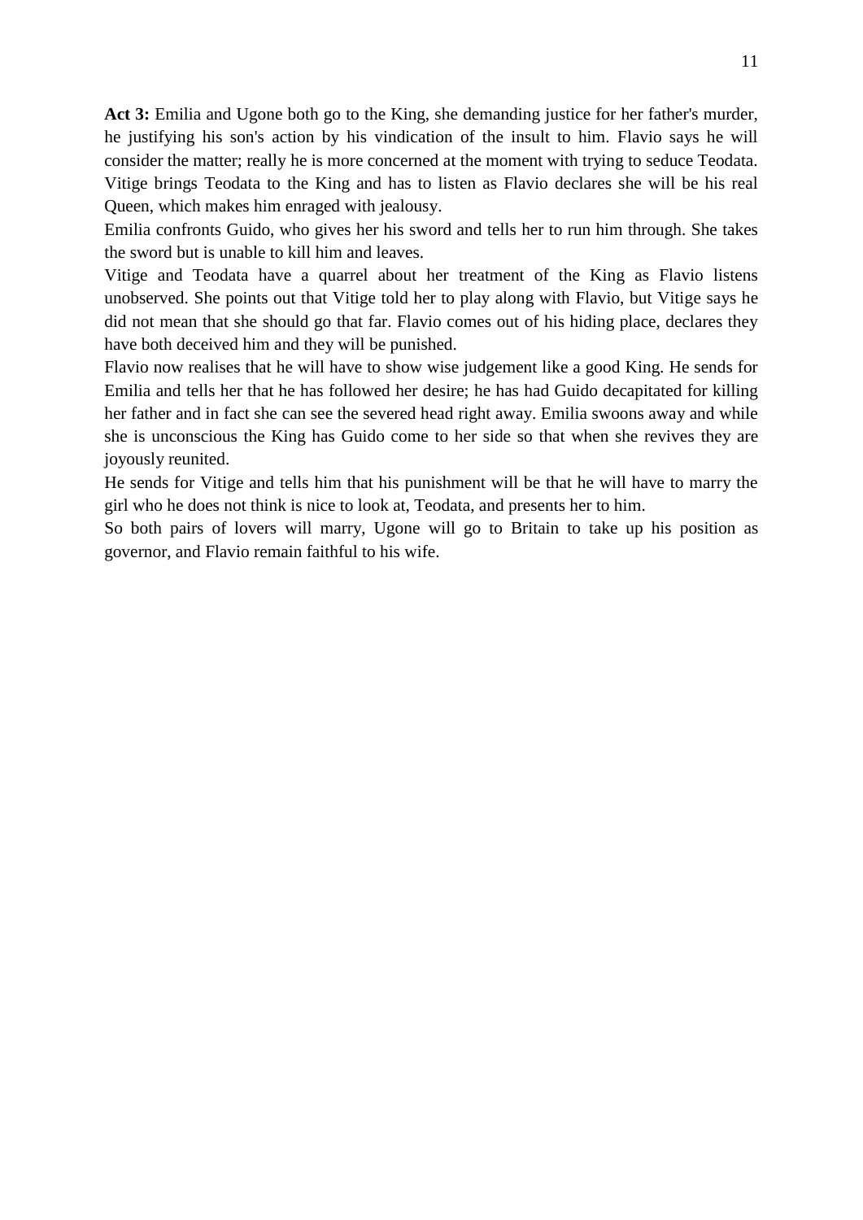**Act 3:** Emilia and Ugone both go to the King, she demanding justice for her father's murder, he justifying his son's action by his vindication of the insult to him. Flavio says he will consider the matter; really he is more concerned at the moment with trying to seduce Teodata. Vitige brings Teodata to the King and has to listen as Flavio declares she will be his real Queen, which makes him enraged with jealousy.

Emilia confronts Guido, who gives her his sword and tells her to run him through. She takes the sword but is unable to kill him and leaves.

Vitige and Teodata have a quarrel about her treatment of the King as Flavio listens unobserved. She points out that Vitige told her to play along with Flavio, but Vitige says he did not mean that she should go that far. Flavio comes out of his hiding place, declares they have both deceived him and they will be punished.

Flavio now realises that he will have to show wise judgement like a good King. He sends for Emilia and tells her that he has followed her desire; he has had Guido decapitated for killing her father and in fact she can see the severed head right away. Emilia swoons away and while she is unconscious the King has Guido come to her side so that when she revives they are joyously reunited.

He sends for Vitige and tells him that his punishment will be that he will have to marry the girl who he does not think is nice to look at, Teodata, and presents her to him.

So both pairs of lovers will marry, Ugone will go to Britain to take up his position as governor, and Flavio remain faithful to his wife.